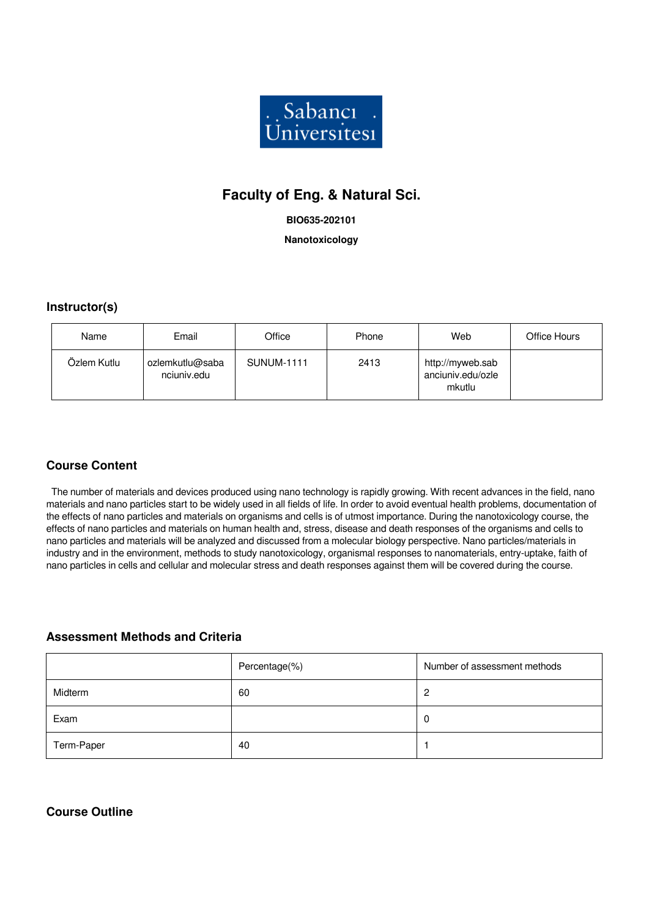# Faculty of Eng. & Natural Sci.

**BIO635-202101**

**Nanotoxicology**

## Instructor(s)

| Name | Email | Office | Phone | Web | Office Hours |
|---|---|---|---|---|---|
| Özlem Kutlu | ozlemkutlu@sabanciuniv.edu | SUNUM-1111 | 2413 | http://myweb.sabanciuniv.edu/ozlemkutlu | |

## Course Content

The number of materials and devices produced using nano technology is rapidly growing. With recent advances in the field, nano materials and nano particles start to be widely used in all fields of life. In order to avoid eventual health problems, documentation of the effects of nano particles and materials on organisms and cells is of utmost importance. During the nanotoxicology course, the effects of nano particles and materials on human health and, stress, disease and death responses of the organisms and cells to nano particles and materials will be analyzed and discussed from a molecular biology perspective. Nano particles/materials in industry and in the environment, methods to study nanotoxicology, organismal responses to nanomaterials, entry-uptake, faith of nano particles in cells and cellular and molecular stress and death responses against them will be covered during the course.

## Assessment Methods and Criteria

| | Percentage(%) | Number of assessment methods |
|---|---|---|
| Midterm | 60 | 2 |
| Exam | | 0 |
| Term-Paper | 40 | 1 |

## Course Outline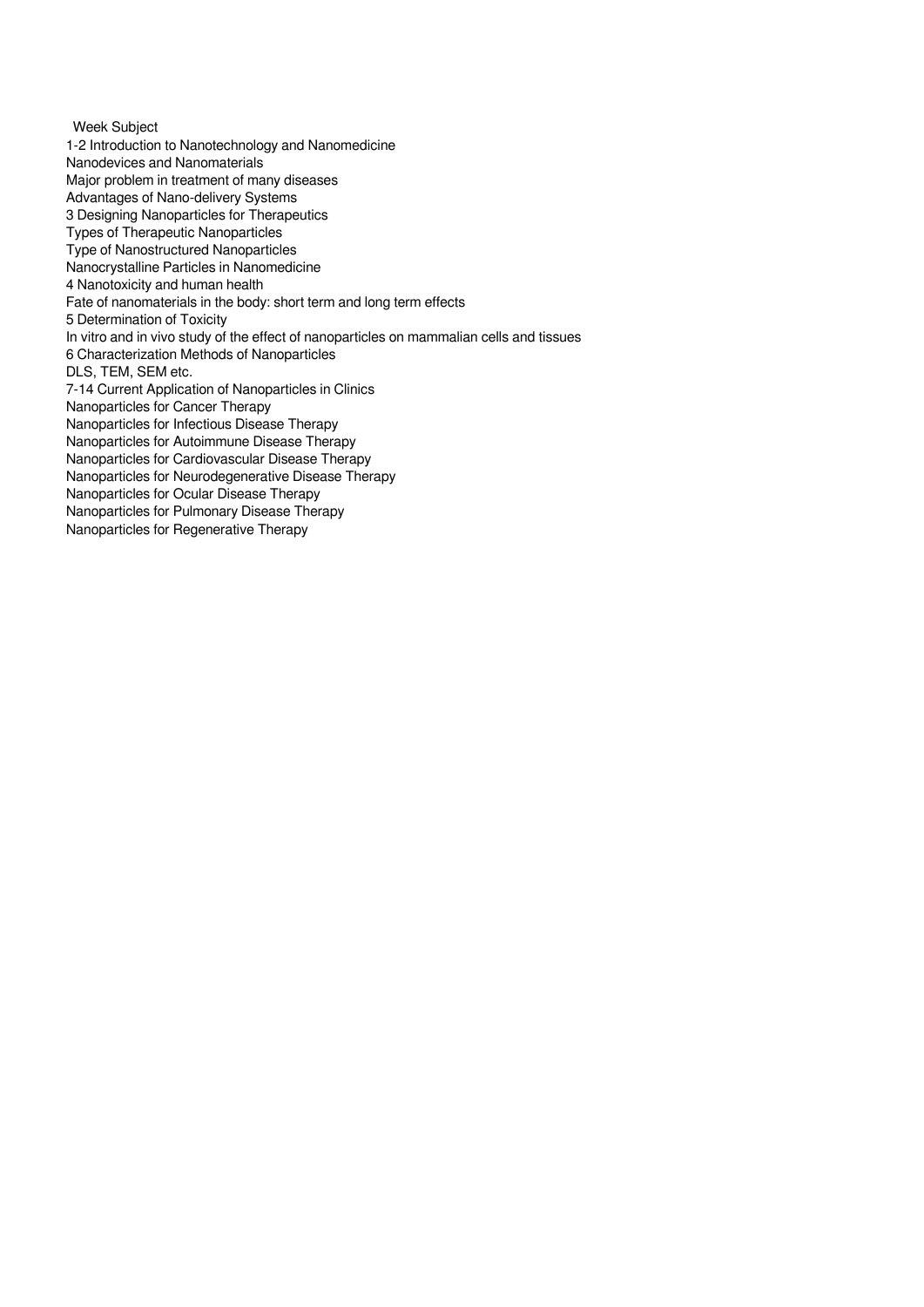| Week | Subject |
| --- | --- |
| 1-2 | Introduction to Nanotechnology and Nanomedicine |
| | Nanodevices and Nanomaterials |
| | Major problem in treatment of many diseases |
| | Advantages of Nano-delivery Systems |
| 3 | Designing Nanoparticles for Therapeutics |
| | Types of Therapeutic Nanoparticles |
| | Type of Nanostructured Nanoparticles |
| | Nanocrystalline Particles in Nanomedicine |
| 4 | Nanotoxicity and human health |
| | Fate of nanomaterials in the body: short term and long term effects |
| 5 | Determination of Toxicity |
| | In vitro and in vivo study of the effect of nanoparticles on mammalian cells and tissues |
| 6 | Characterization Methods of Nanoparticles |
| | DLS, TEM, SEM etc. |
| 7-14 | Current Application of Nanoparticles in Clinics |
| | Nanoparticles for Cancer Therapy |
| | Nanoparticles for Infectious Disease Therapy |
| | Nanoparticles for Autoimmune Disease Therapy |
| | Nanoparticles for Cardiovascular Disease Therapy |
| | Nanoparticles for Neurodegenerative Disease Therapy |
| | Nanoparticles for Ocular Disease Therapy |
| | Nanoparticles for Pulmonary Disease Therapy |
| | Nanoparticles for Regenerative Therapy |